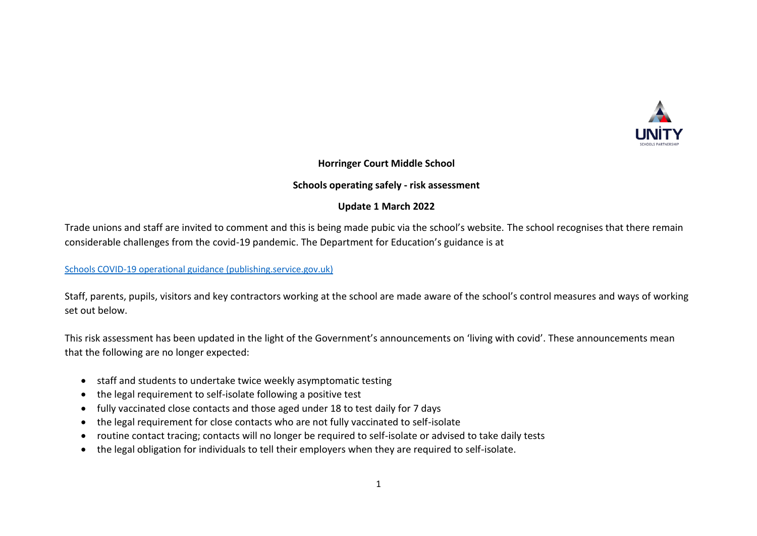**Horringer Court Middle School**

**Schools operating safely - risk assessment**

**Update 1 March 2022**

Trade unions and staff are invited to comment and this is being made pubic via the school's website. The school recognises that there remain considerable challenges from the covid-19 pandemic. The Department for Education's guidance is at

[Schools COVID-19 operational guidance (publishing.service.gov.uk)](Schools COVID-19 operational guidance (publishing.service.gov.uk))

Staff, parents, pupils, visitors and key contractors working at the school are made aware of the school's control measures and ways of working set out below.

This risk assessment has been updated in the light of the Government's announcements on 'living with covid'. These announcements mean that the following are no longer expected:

- staff and students to undertake twice weekly asymptomatic testing
- the legal requirement to self-isolate following a positive test
- fully vaccinated close contacts and those aged under 18 to test daily for 7 days
- the legal requirement for close contacts who are not fully vaccinated to self-isolate
- routine contact tracing; contacts will no longer be required to self-isolate or advised to take daily tests
- the legal obligation for individuals to tell their employers when they are required to self-isolate.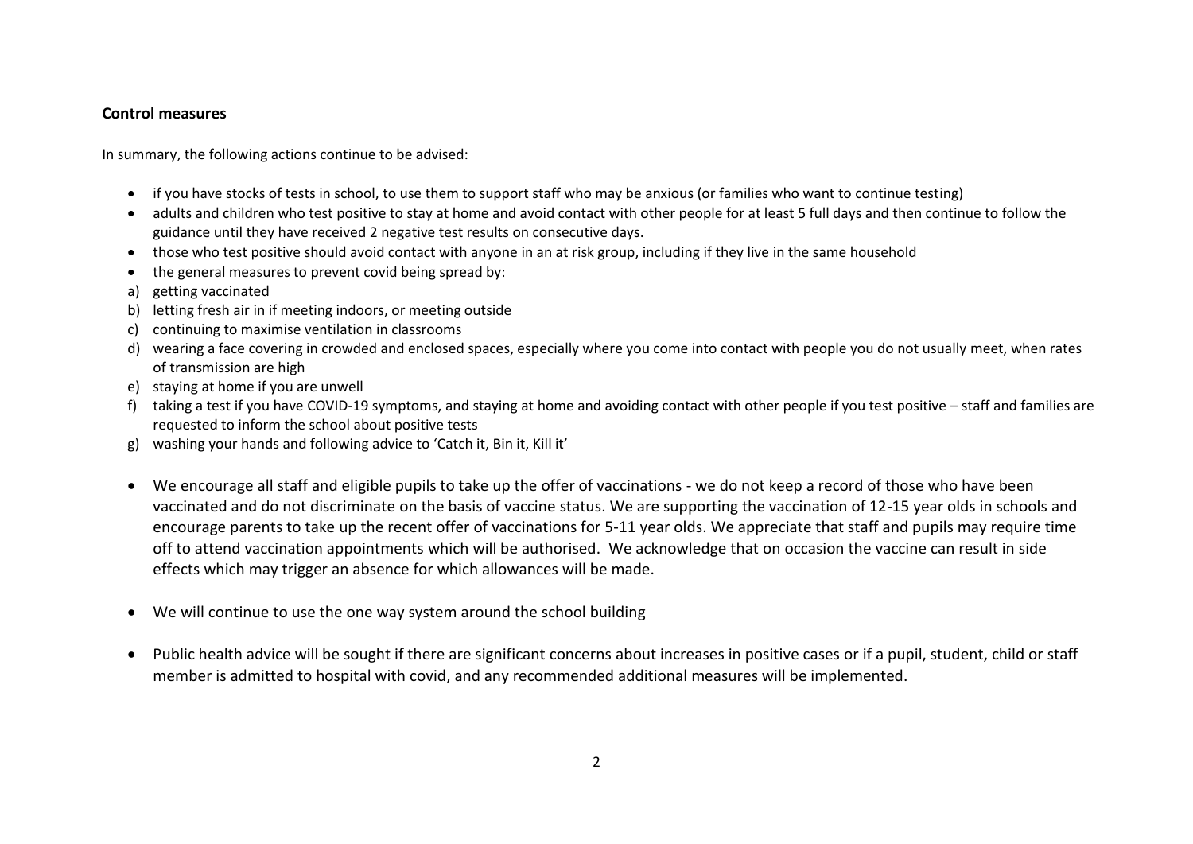**Control measures**

In summary, the following actions continue to be advised:

- if you have stocks of tests in school, to use them to support staff who may be anxious (or families who want to continue testing)
- adults and children who test positive to stay at home and avoid contact with other people for at least 5 full days and then continue to follow the guidance until they have received 2 negative test results on consecutive days.
- those who test positive should avoid contact with anyone in an at risk group, including if they live in the same household
- the general measures to prevent covid being spread by:

a) getting vaccinated
b) letting fresh air in if meeting indoors, or meeting outside
c) continuing to maximise ventilation in classrooms
d) wearing a face covering in crowded and enclosed spaces, especially where you come into contact with people you do not usually meet, when rates of transmission are high
e) staying at home if you are unwell
f) taking a test if you have COVID-19 symptoms, and staying at home and avoiding contact with other people if you test positive – staff and families are requested to inform the school about positive tests
g) washing your hands and following advice to 'Catch it, Bin it, Kill it'

- We encourage all staff and eligible pupils to take up the offer of vaccinations - we do not keep a record of those who have been vaccinated and do not discriminate on the basis of vaccine status. We are supporting the vaccination of 12-15 year olds in schools and encourage parents to take up the recent offer of vaccinations for 5-11 year olds. We appreciate that staff and pupils may require time off to attend vaccination appointments which will be authorised. We acknowledge that on occasion the vaccine can result in side effects which may trigger an absence for which allowances will be made.

- We will continue to use the one way system around the school building

- Public health advice will be sought if there are significant concerns about increases in positive cases or if a pupil, student, child or staff member is admitted to hospital with covid, and any recommended additional measures will be implemented.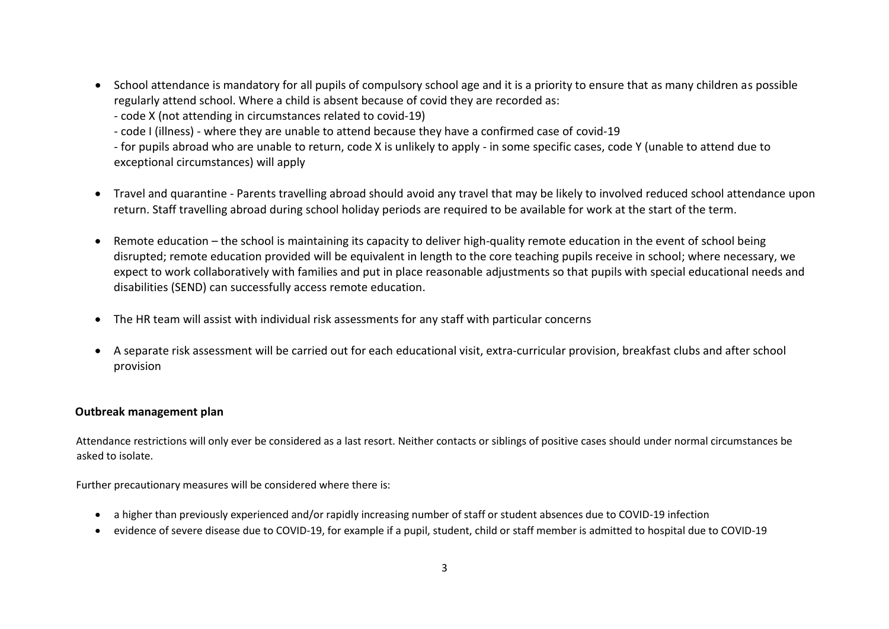- School attendance is mandatory for all pupils of compulsory school age and it is a priority to ensure that as many children as possible regularly attend school. Where a child is absent because of covid they are recorded as:
  - code X (not attending in circumstances related to covid-19)
  - code I (illness) - where they are unable to attend because they have a confirmed case of covid-19
  - for pupils abroad who are unable to return, code X is unlikely to apply - in some specific cases, code Y (unable to attend due to exceptional circumstances) will apply

- Travel and quarantine - Parents travelling abroad should avoid any travel that may be likely to involved reduced school attendance upon return. Staff travelling abroad during school holiday periods are required to be available for work at the start of the term.

- Remote education – the school is maintaining its capacity to deliver high-quality remote education in the event of school being disrupted; remote education provided will be equivalent in length to the core teaching pupils receive in school; where necessary, we expect to work collaboratively with families and put in place reasonable adjustments so that pupils with special educational needs and disabilities (SEND) can successfully access remote education.

- The HR team will assist with individual risk assessments for any staff with particular concerns

- A separate risk assessment will be carried out for each educational visit, extra-curricular provision, breakfast clubs and after school provision

**Outbreak management plan**

Attendance restrictions will only ever be considered as a last resort. Neither contacts or siblings of positive cases should under normal circumstances be asked to isolate.

Further precautionary measures will be considered where there is:

- a higher than previously experienced and/or rapidly increasing number of staff or student absences due to COVID-19 infection
- evidence of severe disease due to COVID-19, for example if a pupil, student, child or staff member is admitted to hospital due to COVID-19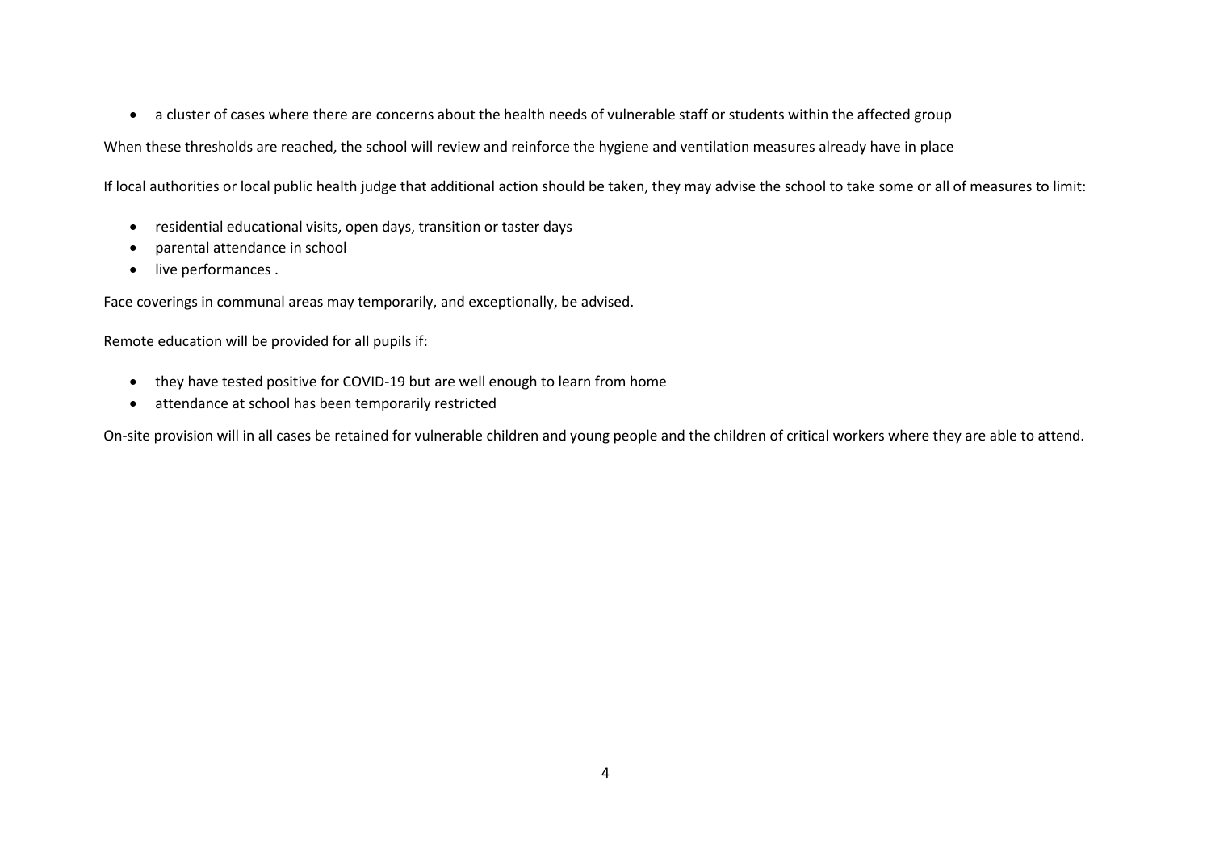- a cluster of cases where there are concerns about the health needs of vulnerable staff or students within the affected group

When these thresholds are reached, the school will review and reinforce the hygiene and ventilation measures already have in place

If local authorities or local public health judge that additional action should be taken, they may advise the school to take some or all of measures to limit:

- residential educational visits, open days, transition or taster days
- parental attendance in school
- live performances .

Face coverings in communal areas may temporarily, and exceptionally, be advised.

Remote education will be provided for all pupils if:

- they have tested positive for COVID-19 but are well enough to learn from home
- attendance at school has been temporarily restricted

On-site provision will in all cases be retained for vulnerable children and young people and the children of critical workers where they are able to attend.